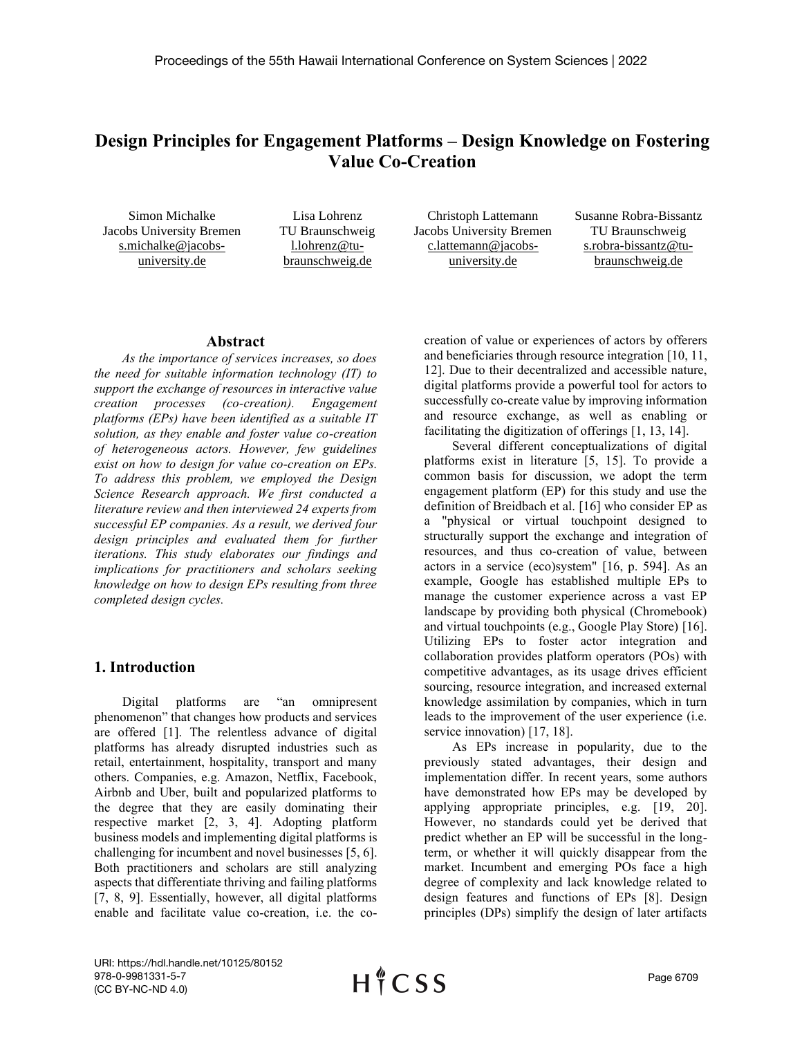# Design Principles for Engagement Platforms – Design Knowledge on Fostering Value Co-Creation

Simon Michalke
Jacobs University Bremen
s.michalke@jacobs-university.de

Lisa Lohrenz
TU Braunschweig
l.lohrenz@tu-braunschweig.de

Christoph Lattemann
Jacobs University Bremen
c.lattemann@jacobs-university.de

Susanne Robra-Bissantz
TU Braunschweig
s.robra-bissantz@tu-braunschweig.de

## Abstract

*As the importance of services increases, so does the need for suitable information technology (IT) to support the exchange of resources in interactive value creation processes (co-creation). Engagement platforms (EPs) have been identified as a suitable IT solution, as they enable and foster value co-creation of heterogeneous actors. However, few guidelines exist on how to design for value co-creation on EPs. To address this problem, we employed the Design Science Research approach. We first conducted a literature review and then interviewed 24 experts from successful EP companies. As a result, we derived four design principles and evaluated them for further iterations. This study elaborates our findings and implications for practitioners and scholars seeking knowledge on how to design EPs resulting from three completed design cycles.*

## 1. Introduction

Digital platforms are "an omnipresent phenomenon" that changes how products and services are offered [1]. The relentless advance of digital platforms has already disrupted industries such as retail, entertainment, hospitality, transport and many others. Companies, e.g. Amazon, Netflix, Facebook, Airbnb and Uber, built and popularized platforms to the degree that they are easily dominating their respective market [2, 3, 4]. Adopting platform business models and implementing digital platforms is challenging for incumbent and novel businesses [5, 6]. Both practitioners and scholars are still analyzing aspects that differentiate thriving and failing platforms [7, 8, 9]. Essentially, however, all digital platforms enable and facilitate value co-creation, i.e. the co-creation of value or experiences of actors by offerers and beneficiaries through resource integration [10, 11, 12]. Due to their decentralized and accessible nature, digital platforms provide a powerful tool for actors to successfully co-create value by improving information and resource exchange, as well as enabling or facilitating the digitization of offerings [1, 13, 14].

Several different conceptualizations of digital platforms exist in literature [5, 15]. To provide a common basis for discussion, we adopt the term engagement platform (EP) for this study and use the definition of Breidbach et al. [16] who consider EP as a "physical or virtual touchpoint designed to structurally support the exchange and integration of resources, and thus co-creation of value, between actors in a service (eco)system" [16, p. 594]. As an example, Google has established multiple EPs to manage the customer experience across a vast EP landscape by providing both physical (Chromebook) and virtual touchpoints (e.g., Google Play Store) [16]. Utilizing EPs to foster actor integration and collaboration provides platform operators (POs) with competitive advantages, as its usage drives efficient sourcing, resource integration, and increased external knowledge assimilation by companies, which in turn leads to the improvement of the user experience (i.e. service innovation) [17, 18].

As EPs increase in popularity, due to the previously stated advantages, their design and implementation differ. In recent years, some authors have demonstrated how EPs may be developed by applying appropriate principles, e.g. [19, 20]. However, no standards could yet be derived that predict whether an EP will be successful in the long-term, or whether it will quickly disappear from the market. Incumbent and emerging POs face a high degree of complexity and lack knowledge related to design features and functions of EPs [8]. Design principles (DPs) simplify the design of later artifacts

URI: https://hdl.handle.net/10125/80152
978-0-9981331-5-7
(CC BY-NC-ND 4.0)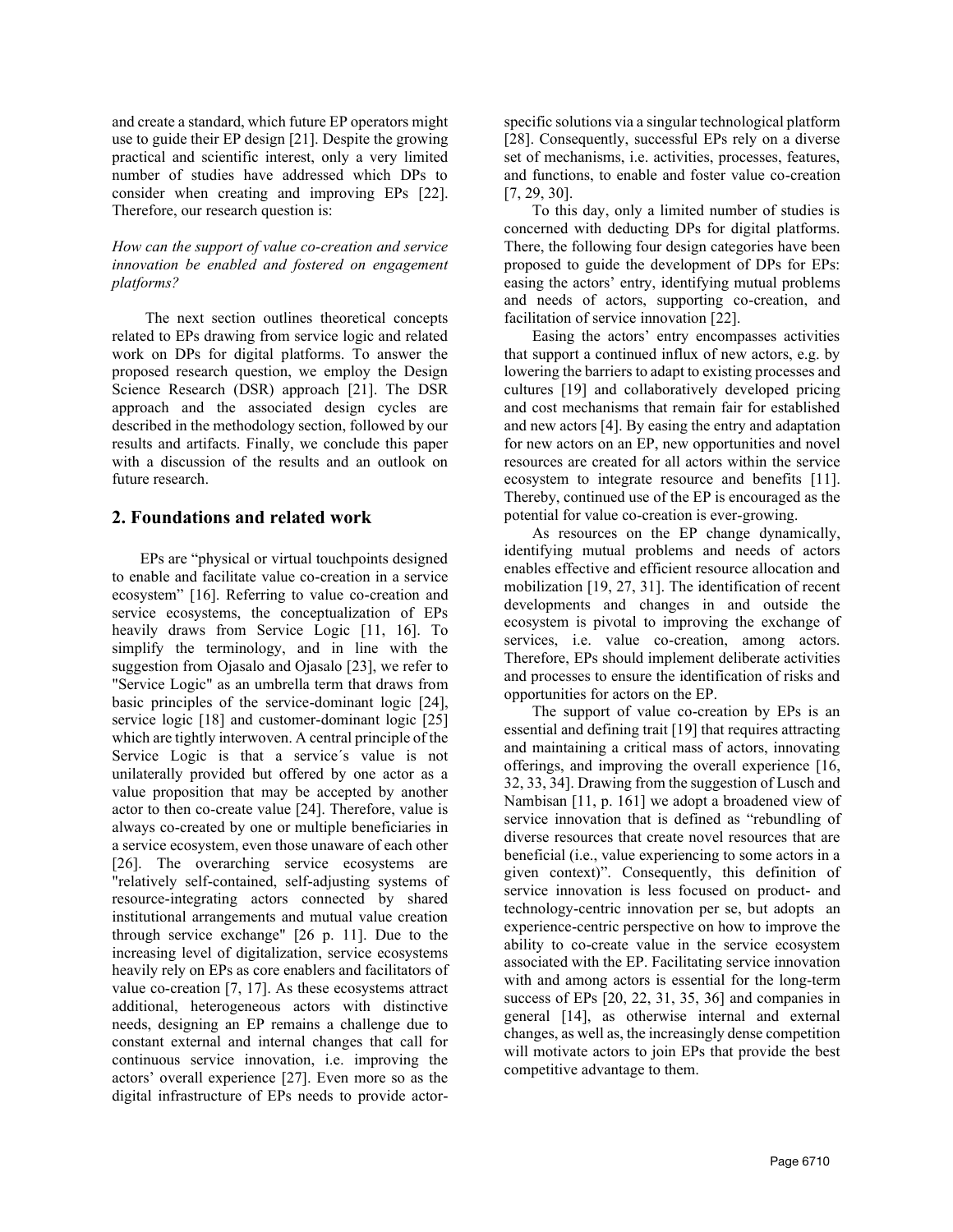and create a standard, which future EP operators might use to guide their EP design [21]. Despite the growing practical and scientific interest, only a very limited number of studies have addressed which DPs to consider when creating and improving EPs [22]. Therefore, our research question is:

*How can the support of value co-creation and service innovation be enabled and fostered on engagement platforms?*

The next section outlines theoretical concepts related to EPs drawing from service logic and related work on DPs for digital platforms. To answer the proposed research question, we employ the Design Science Research (DSR) approach [21]. The DSR approach and the associated design cycles are described in the methodology section, followed by our results and artifacts. Finally, we conclude this paper with a discussion of the results and an outlook on future research.

## 2. Foundations and related work

EPs are "physical or virtual touchpoints designed to enable and facilitate value co-creation in a service ecosystem" [16]. Referring to value co-creation and service ecosystems, the conceptualization of EPs heavily draws from Service Logic [11, 16]. To simplify the terminology, and in line with the suggestion from Ojasalo and Ojasalo [23], we refer to "Service Logic" as an umbrella term that draws from basic principles of the service-dominant logic [24], service logic [18] and customer-dominant logic [25] which are tightly interwoven. A central principle of the Service Logic is that a service´s value is not unilaterally provided but offered by one actor as a value proposition that may be accepted by another actor to then co-create value [24]. Therefore, value is always co-created by one or multiple beneficiaries in a service ecosystem, even those unaware of each other [26]. The overarching service ecosystems are "relatively self-contained, self-adjusting systems of resource-integrating actors connected by shared institutional arrangements and mutual value creation through service exchange" [26 p. 11]. Due to the increasing level of digitalization, service ecosystems heavily rely on EPs as core enablers and facilitators of value co-creation [7, 17]. As these ecosystems attract additional, heterogeneous actors with distinctive needs, designing an EP remains a challenge due to constant external and internal changes that call for continuous service innovation, i.e. improving the actors' overall experience [27]. Even more so as the digital infrastructure of EPs needs to provide actor-specific solutions via a singular technological platform [28]. Consequently, successful EPs rely on a diverse set of mechanisms, i.e. activities, processes, features, and functions, to enable and foster value co-creation [7, 29, 30].

To this day, only a limited number of studies is concerned with deducting DPs for digital platforms. There, the following four design categories have been proposed to guide the development of DPs for EPs: easing the actors' entry, identifying mutual problems and needs of actors, supporting co-creation, and facilitation of service innovation [22].

Easing the actors' entry encompasses activities that support a continued influx of new actors, e.g. by lowering the barriers to adapt to existing processes and cultures [19] and collaboratively developed pricing and cost mechanisms that remain fair for established and new actors [4]. By easing the entry and adaptation for new actors on an EP, new opportunities and novel resources are created for all actors within the service ecosystem to integrate resource and benefits [11]. Thereby, continued use of the EP is encouraged as the potential for value co-creation is ever-growing.

As resources on the EP change dynamically, identifying mutual problems and needs of actors enables effective and efficient resource allocation and mobilization [19, 27, 31]. The identification of recent developments and changes in and outside the ecosystem is pivotal to improving the exchange of services, i.e. value co-creation, among actors. Therefore, EPs should implement deliberate activities and processes to ensure the identification of risks and opportunities for actors on the EP.

The support of value co-creation by EPs is an essential and defining trait [19] that requires attracting and maintaining a critical mass of actors, innovating offerings, and improving the overall experience [16, 32, 33, 34]. Drawing from the suggestion of Lusch and Nambisan [11, p. 161] we adopt a broadened view of service innovation that is defined as "rebundling of diverse resources that create novel resources that are beneficial (i.e., value experiencing to some actors in a given context)". Consequently, this definition of service innovation is less focused on product- and technology-centric innovation per se, but adopts an experience-centric perspective on how to improve the ability to co-create value in the service ecosystem associated with the EP. Facilitating service innovation with and among actors is essential for the long-term success of EPs [20, 22, 31, 35, 36] and companies in general [14], as otherwise internal and external changes, as well as, the increasingly dense competition will motivate actors to join EPs that provide the best competitive advantage to them.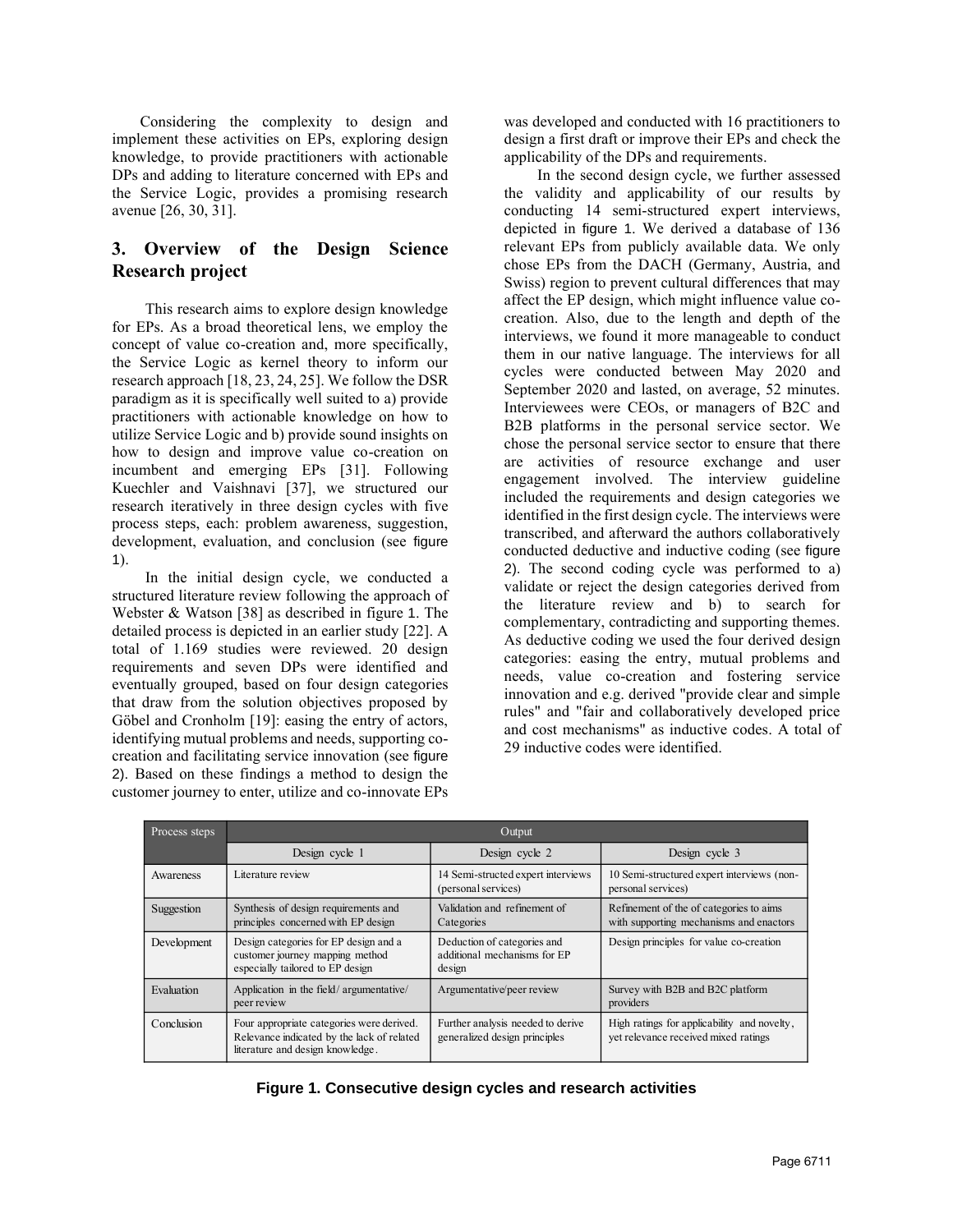Considering the complexity to design and implement these activities on EPs, exploring design knowledge, to provide practitioners with actionable DPs and adding to literature concerned with EPs and the Service Logic, provides a promising research avenue [26, 30, 31].

## 3. Overview of the Design Science Research project

This research aims to explore design knowledge for EPs. As a broad theoretical lens, we employ the concept of value co-creation and, more specifically, the Service Logic as kernel theory to inform our research approach [18, 23, 24, 25]. We follow the DSR paradigm as it is specifically well suited to a) provide practitioners with actionable knowledge on how to utilize Service Logic and b) provide sound insights on how to design and improve value co-creation on incumbent and emerging EPs [31]. Following Kuechler and Vaishnavi [37], we structured our research iteratively in three design cycles with five process steps, each: problem awareness, suggestion, development, evaluation, and conclusion (see figure 1).

In the initial design cycle, we conducted a structured literature review following the approach of Webster & Watson [38] as described in figure 1. The detailed process is depicted in an earlier study [22]. A total of 1.169 studies were reviewed. 20 design requirements and seven DPs were identified and eventually grouped, based on four design categories that draw from the solution objectives proposed by Göbel and Cronholm [19]: easing the entry of actors, identifying mutual problems and needs, supporting co-creation and facilitating service innovation (see figure 2). Based on these findings a method to design the customer journey to enter, utilize and co-innovate EPs was developed and conducted with 16 practitioners to design a first draft or improve their EPs and check the applicability of the DPs and requirements.

In the second design cycle, we further assessed the validity and applicability of our results by conducting 14 semi-structured expert interviews, depicted in figure 1. We derived a database of 136 relevant EPs from publicly available data. We only chose EPs from the DACH (Germany, Austria, and Swiss) region to prevent cultural differences that may affect the EP design, which might influence value co-creation. Also, due to the length and depth of the interviews, we found it more manageable to conduct them in our native language. The interviews for all cycles were conducted between May 2020 and September 2020 and lasted, on average, 52 minutes. Interviewees were CEOs, or managers of B2C and B2B platforms in the personal service sector. We chose the personal service sector to ensure that there are activities of resource exchange and user engagement involved. The interview guideline included the requirements and design categories we identified in the first design cycle. The interviews were transcribed, and afterward the authors collaboratively conducted deductive and inductive coding (see figure 2). The second coding cycle was performed to a) validate or reject the design categories derived from the literature review and b) to search for complementary, contradicting and supporting themes. As deductive coding we used the four derived design categories: easing the entry, mutual problems and needs, value co-creation and fostering service innovation and e.g. derived "provide clear and simple rules" and "fair and collaboratively developed price and cost mechanisms" as inductive codes. A total of 29 inductive codes were identified.

| Process steps | Output | | |
|---|---|---|---|
| | Design cycle 1 | Design cycle 2 | Design cycle 3 |
| Awareness | Literature review | 14 Semi-structed expert interviews (personal services) | 10 Semi-structured expert interviews (non-personal services) |
| Suggestion | Synthesis of design requirements and principles concerned with EP design | Validation and refinement of Categories | Refinement of the of categories to aims with supporting mechanisms and enactors |
| Development | Design categories for EP design and a customer journey mapping method especially tailored to EP design | Deduction of categories and additional mechanisms for EP design | Design principles for value co-creation |
| Evaluation | Application in the field/ argumentative/ peer review | Argumentative/peer review | Survey with B2B and B2C platform providers |
| Conclusion | Four appropriate categories were derived. Relevance indicated by the lack of related literature and design knowledge. | Further analysis needed to derive generalized design principles | High ratings for applicability and novelty, yet relevance received mixed ratings |

**Figure 1. Consecutive design cycles and research activities**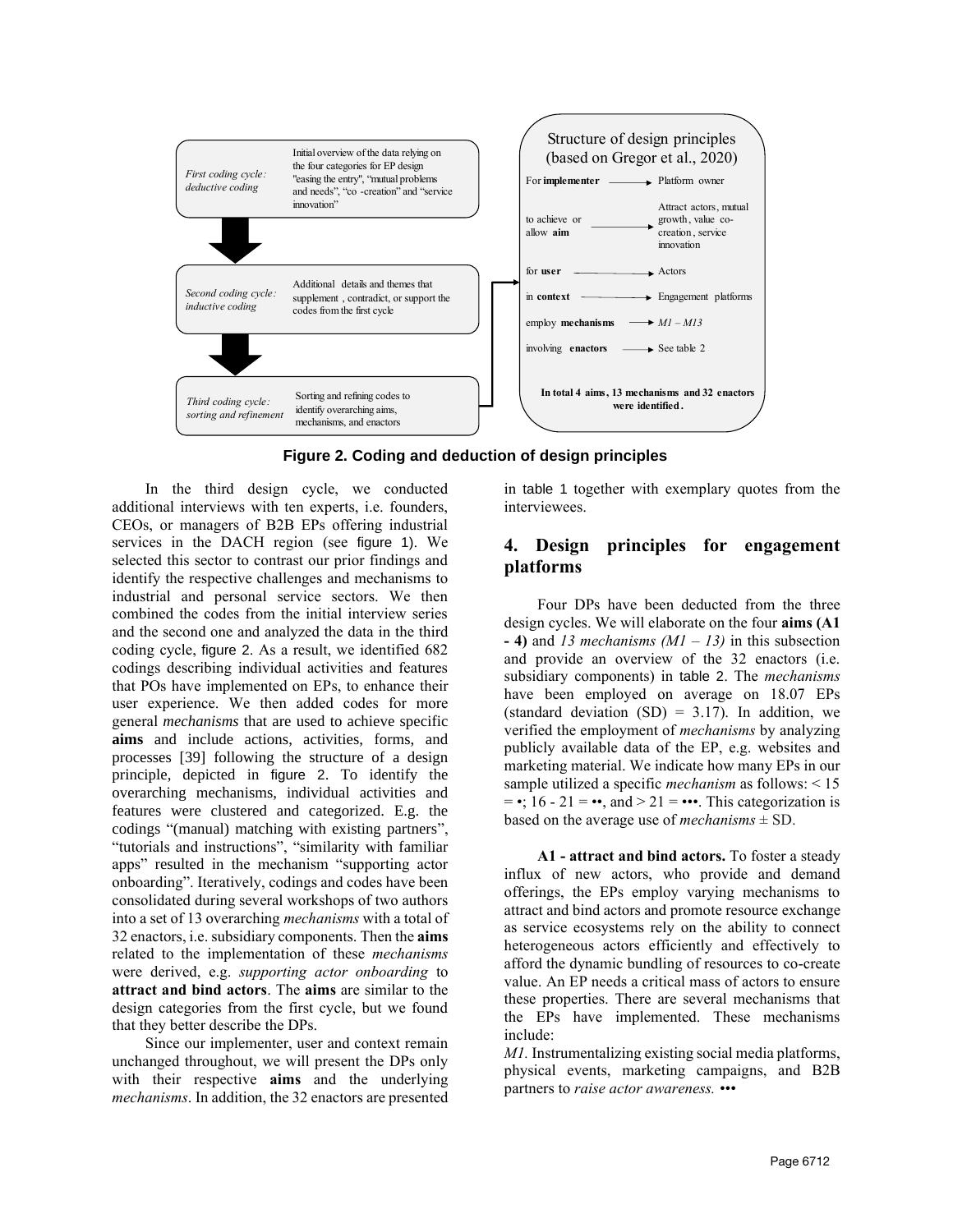First coding cycle: deductive coding — Initial overview of the data relying on the four categories for EP design "easing the entry", "mutual problems and needs", "co -creation" and "service innovation"

Second coding cycle: inductive coding — Additional details and themes that supplement , contradict, or support the codes from the first cycle

Third coding cycle: sorting and refinement — Sorting and refining codes to identify overarching aims, mechanisms, and enactors

Structure of design principles (based on Gregor et al., 2020)

| | |
|---|---|
| For **implementer** | Platform owner |
| to achieve or allow **aim** | Attract actors, mutual growth, value co-creation, service innovation |
| for **user** | Actors |
| in **context** | Engagement platforms |
| employ **mechanisms** | *M1 – M13* |
| involving **enactors** | See table 2 |

**In total 4 aims, 13 mechanisms and 32 enactors were identified.**

**Figure 2. Coding and deduction of design principles**

In the third design cycle, we conducted additional interviews with ten experts, i.e. founders, CEOs, or managers of B2B EPs offering industrial services in the DACH region (see figure 1). We selected this sector to contrast our prior findings and identify the respective challenges and mechanisms to industrial and personal service sectors. We then combined the codes from the initial interview series and the second one and analyzed the data in the third coding cycle, figure 2. As a result, we identified 682 codings describing individual activities and features that POs have implemented on EPs, to enhance their user experience. We then added codes for more general *mechanisms* that are used to achieve specific **aims** and include actions, activities, forms, and processes [39] following the structure of a design principle, depicted in figure 2. To identify the overarching mechanisms, individual activities and features were clustered and categorized. E.g. the codings "(manual) matching with existing partners", "tutorials and instructions", "similarity with familiar apps" resulted in the mechanism "supporting actor onboarding". Iteratively, codings and codes have been consolidated during several workshops of two authors into a set of 13 overarching *mechanisms* with a total of 32 enactors, i.e. subsidiary components. Then the **aims** related to the implementation of these *mechanisms* were derived, e.g. *supporting actor onboarding* to **attract and bind actors**. The **aims** are similar to the design categories from the first cycle, but we found that they better describe the DPs.

Since our implementer, user and context remain unchanged throughout, we will present the DPs only with their respective **aims** and the underlying *mechanisms*. In addition, the 32 enactors are presented in table 1 together with exemplary quotes from the interviewees.

## 4. Design principles for engagement platforms

Four DPs have been deducted from the three design cycles. We will elaborate on the four **aims (A1 - 4)** and *13 mechanisms (M1 – 13)* in this subsection and provide an overview of the 32 enactors (i.e. subsidiary components) in table 2. The *mechanisms* have been employed on average on 18.07 EPs (standard deviation (SD) = 3.17). In addition, we verified the employment of *mechanisms* by analyzing publicly available data of the EP, e.g. websites and marketing material. We indicate how many EPs in our sample utilized a specific *mechanism* as follows: < 15 = •; 16 - 21 = ••, and > 21 = •••. This categorization is based on the average use of *mechanisms* ± SD.

**A1 - attract and bind actors.** To foster a steady influx of new actors, who provide and demand offerings, the EPs employ varying mechanisms to attract and bind actors and promote resource exchange as service ecosystems rely on the ability to connect heterogeneous actors efficiently and effectively to afford the dynamic bundling of resources to co-create value. An EP needs a critical mass of actors to ensure these properties. There are several mechanisms that the EPs have implemented. These mechanisms include:

*M1.* Instrumentalizing existing social media platforms, physical events, marketing campaigns, and B2B partners to *raise actor awareness.* •••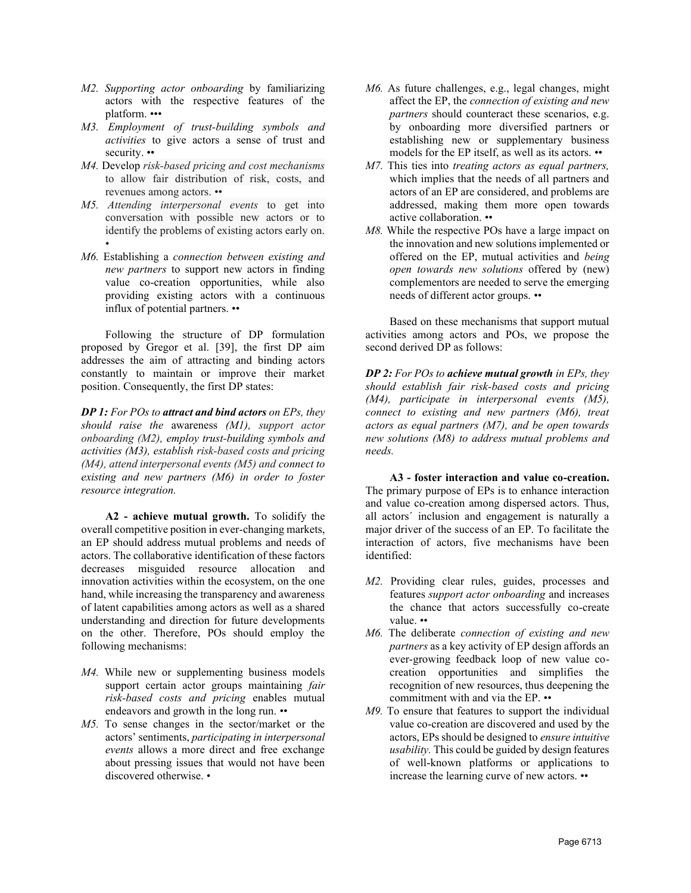- *M2. Supporting actor onboarding* by familiarizing actors with the respective features of the platform. •••
- *M3. Employment of trust-building symbols and activities* to give actors a sense of trust and security. ••
- *M4.* Develop *risk-based pricing and cost mechanisms* to allow fair distribution of risk, costs, and revenues among actors. ••
- *M5. Attending interpersonal events* to get into conversation with possible new actors or to identify the problems of existing actors early on. •
- *M6.* Establishing a *connection between existing and new partners* to support new actors in finding value co-creation opportunities, while also providing existing actors with a continuous influx of potential partners. ••

Following the structure of DP formulation proposed by Gregor et al. [39], the first DP aim addresses the aim of attracting and binding actors constantly to maintain or improve their market position. Consequently, the first DP states:

***DP 1:*** *For POs to* ***attract and bind actors*** *on EPs, they should raise the* awareness *(M1), support actor onboarding (M2), employ trust-building symbols and activities (M3), establish risk-based costs and pricing (M4), attend interpersonal events (M5) and connect to existing and new partners (M6) in order to foster resource integration.*

**A2 - achieve mutual growth.** To solidify the overall competitive position in ever-changing markets, an EP should address mutual problems and needs of actors. The collaborative identification of these factors decreases misguided resource allocation and innovation activities within the ecosystem, on the one hand, while increasing the transparency and awareness of latent capabilities among actors as well as a shared understanding and direction for future developments on the other. Therefore, POs should employ the following mechanisms:

- *M4.* While new or supplementing business models support certain actor groups maintaining *fair risk-based costs and pricing* enables mutual endeavors and growth in the long run. ••
- *M5.* To sense changes in the sector/market or the actors' sentiments, *participating in interpersonal events* allows a more direct and free exchange about pressing issues that would not have been discovered otherwise. •
- *M6.* As future challenges, e.g., legal changes, might affect the EP, the *connection of existing and new partners* should counteract these scenarios, e.g. by onboarding more diversified partners or establishing new or supplementary business models for the EP itself, as well as its actors. ••
- *M7.* This ties into *treating actors as equal partners,* which implies that the needs of all partners and actors of an EP are considered, and problems are addressed, making them more open towards active collaboration. ••
- *M8.* While the respective POs have a large impact on the innovation and new solutions implemented or offered on the EP, mutual activities and *being open towards new solutions* offered by (new) complementors are needed to serve the emerging needs of different actor groups. ••

Based on these mechanisms that support mutual activities among actors and POs, we propose the second derived DP as follows:

***DP 2:*** *For POs to* ***achieve mutual growth*** *in EPs, they should establish fair risk-based costs and pricing (M4), participate in interpersonal events (M5), connect to existing and new partners (M6), treat actors as equal partners (M7), and be open towards new solutions (M8) to address mutual problems and needs.*

**A3 - foster interaction and value co-creation.** The primary purpose of EPs is to enhance interaction and value co-creation among dispersed actors. Thus, all actors´ inclusion and engagement is naturally a major driver of the success of an EP. To facilitate the interaction of actors, five mechanisms have been identified:

- *M2.* Providing clear rules, guides, processes and features *support actor onboarding* and increases the chance that actors successfully co-create value. ••
- *M6.* The deliberate *connection of existing and new partners* as a key activity of EP design affords an ever-growing feedback loop of new value co-creation opportunities and simplifies the recognition of new resources, thus deepening the commitment with and via the EP. ••
- *M9.* To ensure that features to support the individual value co-creation are discovered and used by the actors, EPs should be designed to *ensure intuitive usability.* This could be guided by design features of well-known platforms or applications to increase the learning curve of new actors. ••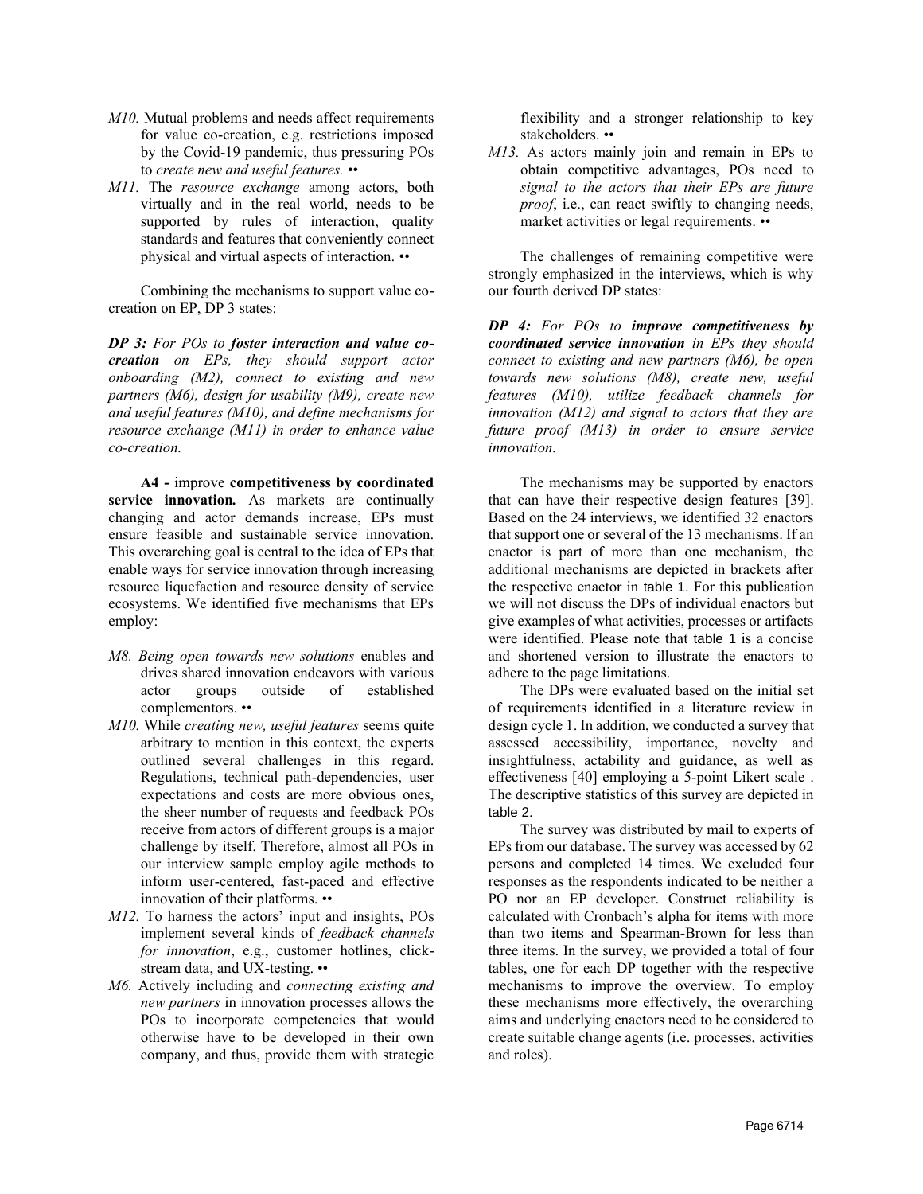- *M10.* Mutual problems and needs affect requirements for value co-creation, e.g. restrictions imposed by the Covid-19 pandemic, thus pressuring POs to *create new and useful features.* ••
- *M11.* The *resource exchange* among actors, both virtually and in the real world, needs to be supported by rules of interaction, quality standards and features that conveniently connect physical and virtual aspects of interaction. ••

Combining the mechanisms to support value co-creation on EP, DP 3 states:

***DP 3:** For POs to **foster interaction and value co-creation** on EPs, they should support actor onboarding (M2), connect to existing and new partners (M6), design for usability (M9), create new and useful features (M10), and define mechanisms for resource exchange (M11) in order to enhance value co-creation.*

**A4 -** improve **competitiveness by coordinated service innovation.** As markets are continually changing and actor demands increase, EPs must ensure feasible and sustainable service innovation. This overarching goal is central to the idea of EPs that enable ways for service innovation through increasing resource liquefaction and resource density of service ecosystems. We identified five mechanisms that EPs employ:

- *M8. Being open towards new solutions* enables and drives shared innovation endeavors with various actor groups outside of established complementors. ••
- *M10.* While *creating new, useful features* seems quite arbitrary to mention in this context, the experts outlined several challenges in this regard. Regulations, technical path-dependencies, user expectations and costs are more obvious ones, the sheer number of requests and feedback POs receive from actors of different groups is a major challenge by itself. Therefore, almost all POs in our interview sample employ agile methods to inform user-centered, fast-paced and effective innovation of their platforms. ••
- *M12.* To harness the actors' input and insights, POs implement several kinds of *feedback channels for innovation*, e.g., customer hotlines, click-stream data, and UX-testing. ••
- *M6.* Actively including and *connecting existing and new partners* in innovation processes allows the POs to incorporate competencies that would otherwise have to be developed in their own company, and thus, provide them with strategic flexibility and a stronger relationship to key stakeholders. ••
- *M13.* As actors mainly join and remain in EPs to obtain competitive advantages, POs need to *signal to the actors that their EPs are future proof*, i.e., can react swiftly to changing needs, market activities or legal requirements. ••

The challenges of remaining competitive were strongly emphasized in the interviews, which is why our fourth derived DP states:

***DP 4:** For POs to **improve competitiveness by coordinated service innovation** in EPs they should connect to existing and new partners (M6), be open towards new solutions (M8), create new, useful features (M10), utilize feedback channels for innovation (M12) and signal to actors that they are future proof (M13) in order to ensure service innovation.*

The mechanisms may be supported by enactors that can have their respective design features [39]. Based on the 24 interviews, we identified 32 enactors that support one or several of the 13 mechanisms. If an enactor is part of more than one mechanism, the additional mechanisms are depicted in brackets after the respective enactor in table 1. For this publication we will not discuss the DPs of individual enactors but give examples of what activities, processes or artifacts were identified. Please note that table 1 is a concise and shortened version to illustrate the enactors to adhere to the page limitations.

The DPs were evaluated based on the initial set of requirements identified in a literature review in design cycle 1. In addition, we conducted a survey that assessed accessibility, importance, novelty and insightfulness, actability and guidance, as well as effectiveness [40] employing a 5-point Likert scale . The descriptive statistics of this survey are depicted in table 2.

The survey was distributed by mail to experts of EPs from our database. The survey was accessed by 62 persons and completed 14 times. We excluded four responses as the respondents indicated to be neither a PO nor an EP developer. Construct reliability is calculated with Cronbach's alpha for items with more than two items and Spearman-Brown for less than three items. In the survey, we provided a total of four tables, one for each DP together with the respective mechanisms to improve the overview. To employ these mechanisms more effectively, the overarching aims and underlying enactors need to be considered to create suitable change agents (i.e. processes, activities and roles).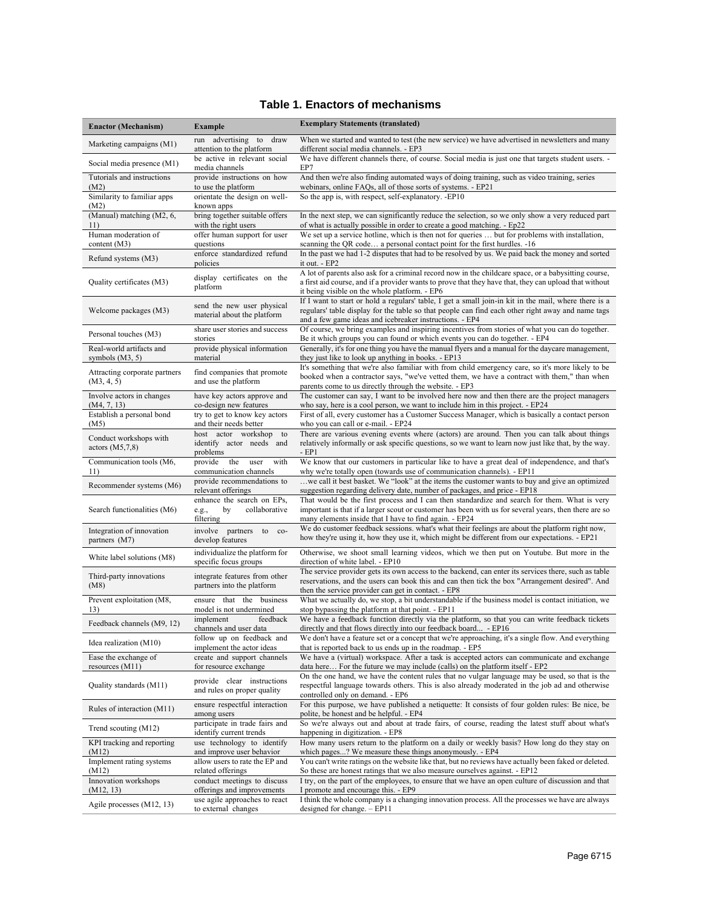**Table 1. Enactors of mechanisms**

| Enactor (Mechanism) | Example | Exemplary Statements (translated) |
|---|---|---|
| Marketing campaigns (M1) | run advertising to draw attention to the platform | When we started and wanted to test (the new service) we have advertised in newsletters and many different social media channels. - EP3 |
| Social media presence (M1) | be active in relevant social media channels | We have different channels there, of course. Social media is just one that targets student users. - EP7 |
| Tutorials and instructions (M2) | provide instructions on how to use the platform | And then we're also finding automated ways of doing training, such as video training, series webinars, online FAQs, all of those sorts of systems. - EP21 |
| Similarity to familiar apps (M2) | orientate the design on well-known apps | So the app is, with respect, self-explanatory. -EP10 |
| (Manual) matching (M2, 6, 11) | bring together suitable offers with the right users | In the next step, we can significantly reduce the selection, so we only show a very reduced part of what is actually possible in order to create a good matching. - Ep22 |
| Human moderation of content (M3) | offer human support for user questions | We set up a service hotline, which is then not for queries … but for problems with installation, scanning the QR code… a personal contact point for the first hurdles. -16 |
| Refund systems (M3) | enforce standardized refund policies | In the past we had 1-2 disputes that had to be resolved by us. We paid back the money and sorted it out. - EP2 |
| Quality certificates (M3) | display certificates on the platform | A lot of parents also ask for a criminal record now in the childcare space, or a babysitting course, a first aid course, and if a provider wants to prove that they have that, they can upload that without it being visible on the whole platform. - EP6 |
| Welcome packages (M3) | send the new user physical material about the platform | If I want to start or hold a regulars' table, I get a small join-in kit in the mail, where there is a regulars' table display for the table so that people can find each other right away and name tags and a few game ideas and icebreaker instructions. - EP4 |
| Personal touches (M3) | share user stories and success stories | Of course, we bring examples and inspiring incentives from stories of what you can do together. Be it which groups you can found or which events you can do together. - EP4 |
| Real-world artifacts and symbols (M3, 5) | provide physical information material | Generally, it's for one thing you have the manual flyers and a manual for the daycare management, they just like to look up anything in books. - EP13 |
| Attracting corporate partners (M3, 4, 5) | find companies that promote and use the platform | It's something that we're also familiar with from child emergency care, so it's more likely to be booked when a contractor says, "we've vetted them, we have a contract with them," than when parents come to us directly through the website. - EP3 |
| Involve actors in changes (M4, 7, 13) | have key actors approve and co-design new features | The customer can say, I want to be involved here now and then there are the project managers who say, here is a cool person, we want to include him in this project. - EP24 |
| Establish a personal bond (M5) | try to get to know key actors and their needs better | First of all, every customer has a Customer Success Manager, which is basically a contact person who you can call or e-mail. - EP24 |
| Conduct workshops with actors (M5,7,8) | host actor workshop to identify actor needs and problems | There are various evening events where (actors) are around. Then you can talk about things relatively informally or ask specific questions, so we want to learn now just like that, by the way. - EP1 |
| Communication tools (M6, 11) | provide the user with communication channels | We know that our customers in particular like to have a great deal of independence, and that's why we're totally open (towards use of communication channels). - EP11 |
| Recommender systems (M6) | provide recommendations to relevant offerings | …we call it best basket. We "look" at the items the customer wants to buy and give an optimized suggestion regarding delivery date, number of packages, and price - EP18 |
| Search functionalities (M6) | enhance the search on EPs, e.g., by collaborative filtering | That would be the first process and I can then standardize and search for them. What is very important is that if a larger scout or customer has been with us for several years, then there are so many elements inside that I have to find again. - EP24 |
| Integration of innovation partners (M7) | involve partners to co-develop features | We do customer feedback sessions. what's what their feelings are about the platform right now, how they're using it, how they use it, which might be different from our expectations. - EP21 |
| White label solutions (M8) | individualize the platform for specific focus groups | Otherwise, we shoot small learning videos, which we then put on Youtube. But more in the direction of white label. - EP10 |
| Third-party innovations (M8) | integrate features from other partners into the platform | The service provider gets its own access to the backend, can enter its services there, such as table reservations, and the users can book this and can then tick the box "Arrangement desired". And then the service provider can get in contact. - EP8 |
| Prevent exploitation (M8, 13) | ensure that the business model is not undermined | What we actually do, we stop, a bit understandable if the business model is contact initiation, we stop bypassing the platform at that point. - EP11 |
| Feedback channels (M9, 12) | implement feedback channels and user data | We have a feedback function directly via the platform, so that you can write feedback tickets directly and that flows directly into our feedback board... - EP16 |
| Idea realization (M10) | follow up on feedback and implement the actor ideas | We don't have a feature set or a concept that we're approaching, it's a single flow. And everything that is reported back to us ends up in the roadmap. - EP5 |
| Ease the exchange of resources (M11) | create and support channels for resource exchange | We have a (virtual) workspace. After a task is accepted actors can communicate and exchange data here… For the future we may include (calls) on the platform itself - EP2 |
| Quality standards (M11) | provide clear instructions and rules on proper quality | On the one hand, we have the content rules that no vulgar language may be used, so that is the respectful language towards others. This is also already moderated in the job ad and otherwise controlled only on demand. - EP6 |
| Rules of interaction (M11) | ensure respectful interaction among users | For this purpose, we have published a netiquette: It consists of four golden rules: Be nice, be polite, be honest and be helpful. - EP4 |
| Trend scouting (M12) | participate in trade fairs and identify current trends | So we're always out and about at trade fairs, of course, reading the latest stuff about what's happening in digitization. - EP8 |
| KPI tracking and reporting (M12) | use technology to identify and improve user behavior | How many users return to the platform on a daily or weekly basis? How long do they stay on which pages...? We measure these things anonymously. - EP4 |
| Implement rating systems (M12) | allow users to rate the EP and related offerings | You can't write ratings on the website like that, but no reviews have actually been faked or deleted. So these are honest ratings that we also measure ourselves against. - EP12 |
| Innovation workshops (M12, 13) | conduct meetings to discuss offerings and improvements | I try, on the part of the employees, to ensure that we have an open culture of discussion and that I promote and encourage this. - EP9 |
| Agile processes (M12, 13) | use agile approaches to react to external changes | I think the whole company is a changing innovation process. All the processes we have are always designed for change. – EP11 |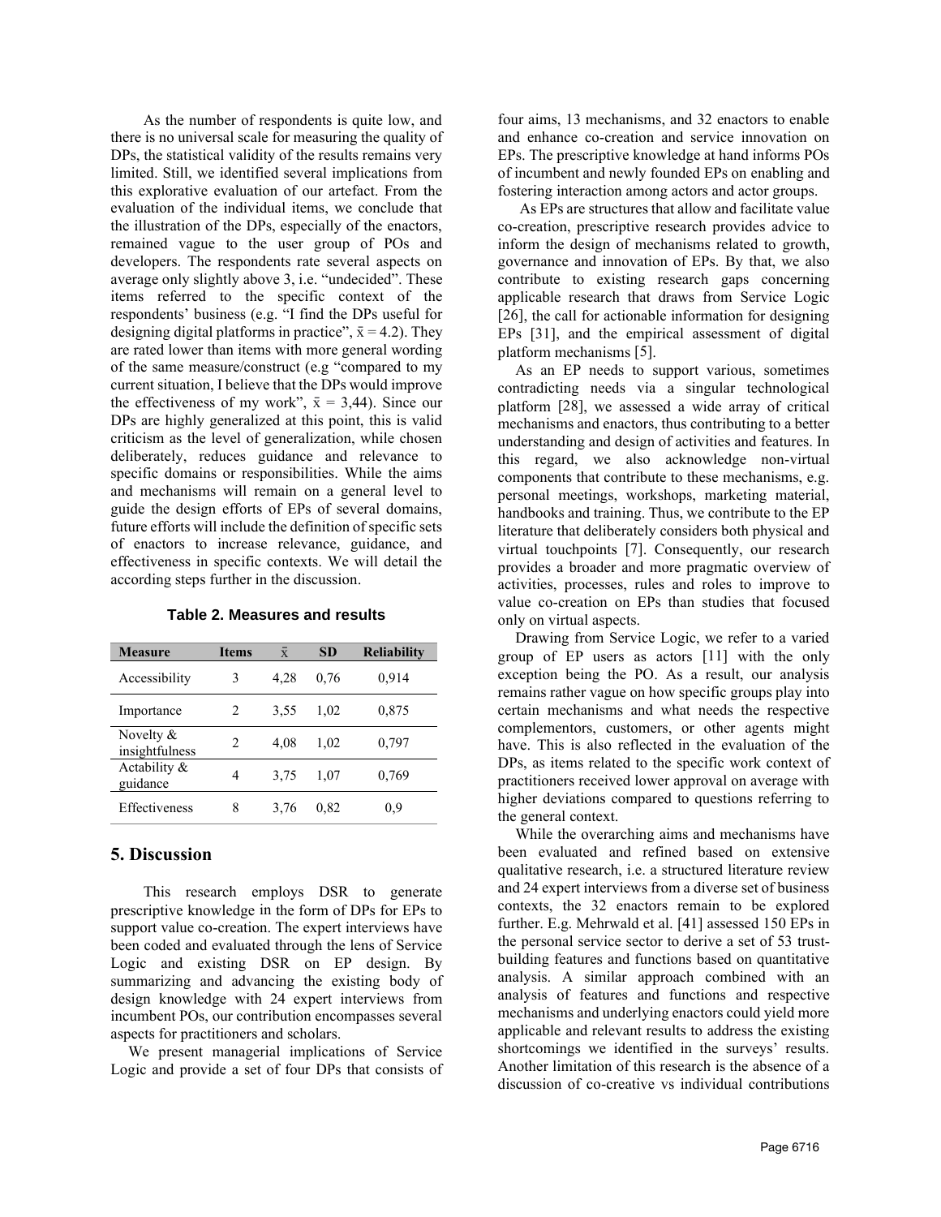As the number of respondents is quite low, and there is no universal scale for measuring the quality of DPs, the statistical validity of the results remains very limited. Still, we identified several implications from this explorative evaluation of our artefact. From the evaluation of the individual items, we conclude that the illustration of the DPs, especially of the enactors, remained vague to the user group of POs and developers. The respondents rate several aspects on average only slightly above 3, i.e. "undecided". These items referred to the specific context of the respondents' business (e.g. "I find the DPs useful for designing digital platforms in practice", $\bar{x} = 4.2$). They are rated lower than items with more general wording of the same measure/construct (e.g "compared to my current situation, I believe that the DPs would improve the effectiveness of my work", $\bar{x} = 3,44$). Since our DPs are highly generalized at this point, this is valid criticism as the level of generalization, while chosen deliberately, reduces guidance and relevance to specific domains or responsibilities. While the aims and mechanisms will remain on a general level to guide the design efforts of EPs of several domains, future efforts will include the definition of specific sets of enactors to increase relevance, guidance, and effectiveness in specific contexts. We will detail the according steps further in the discussion.

**Table 2. Measures and results**

| Measure | Items | $\bar{x}$ | SD | Reliability |
|---|---|---|---|---|
| Accessibility | 3 | 4,28 | 0,76 | 0,914 |
| Importance | 2 | 3,55 | 1,02 | 0,875 |
| Novelty & insightfulness | 2 | 4,08 | 1,02 | 0,797 |
| Actability & guidance | 4 | 3,75 | 1,07 | 0,769 |
| Effectiveness | 8 | 3,76 | 0,82 | 0,9 |

## 5. Discussion

This research employs DSR to generate prescriptive knowledge in the form of DPs for EPs to support value co-creation. The expert interviews have been coded and evaluated through the lens of Service Logic and existing DSR on EP design. By summarizing and advancing the existing body of design knowledge with 24 expert interviews from incumbent POs, our contribution encompasses several aspects for practitioners and scholars.

We present managerial implications of Service Logic and provide a set of four DPs that consists of four aims, 13 mechanisms, and 32 enactors to enable and enhance co-creation and service innovation on EPs. The prescriptive knowledge at hand informs POs of incumbent and newly founded EPs on enabling and fostering interaction among actors and actor groups.

As EPs are structures that allow and facilitate value co-creation, prescriptive research provides advice to inform the design of mechanisms related to growth, governance and innovation of EPs. By that, we also contribute to existing research gaps concerning applicable research that draws from Service Logic [26], the call for actionable information for designing EPs [31], and the empirical assessment of digital platform mechanisms [5].

As an EP needs to support various, sometimes contradicting needs via a singular technological platform [28], we assessed a wide array of critical mechanisms and enactors, thus contributing to a better understanding and design of activities and features. In this regard, we also acknowledge non-virtual components that contribute to these mechanisms, e.g. personal meetings, workshops, marketing material, handbooks and training. Thus, we contribute to the EP literature that deliberately considers both physical and virtual touchpoints [7]. Consequently, our research provides a broader and more pragmatic overview of activities, processes, rules and roles to improve to value co-creation on EPs than studies that focused only on virtual aspects.

Drawing from Service Logic, we refer to a varied group of EP users as actors [11] with the only exception being the PO. As a result, our analysis remains rather vague on how specific groups play into certain mechanisms and what needs the respective complementors, customers, or other agents might have. This is also reflected in the evaluation of the DPs, as items related to the specific work context of practitioners received lower approval on average with higher deviations compared to questions referring to the general context.

While the overarching aims and mechanisms have been evaluated and refined based on extensive qualitative research, i.e. a structured literature review and 24 expert interviews from a diverse set of business contexts, the 32 enactors remain to be explored further. E.g. Mehrwald et al. [41] assessed 150 EPs in the personal service sector to derive a set of 53 trust-building features and functions based on quantitative analysis. A similar approach combined with an analysis of features and functions and respective mechanisms and underlying enactors could yield more applicable and relevant results to address the existing shortcomings we identified in the surveys' results. Another limitation of this research is the absence of a discussion of co-creative vs individual contributions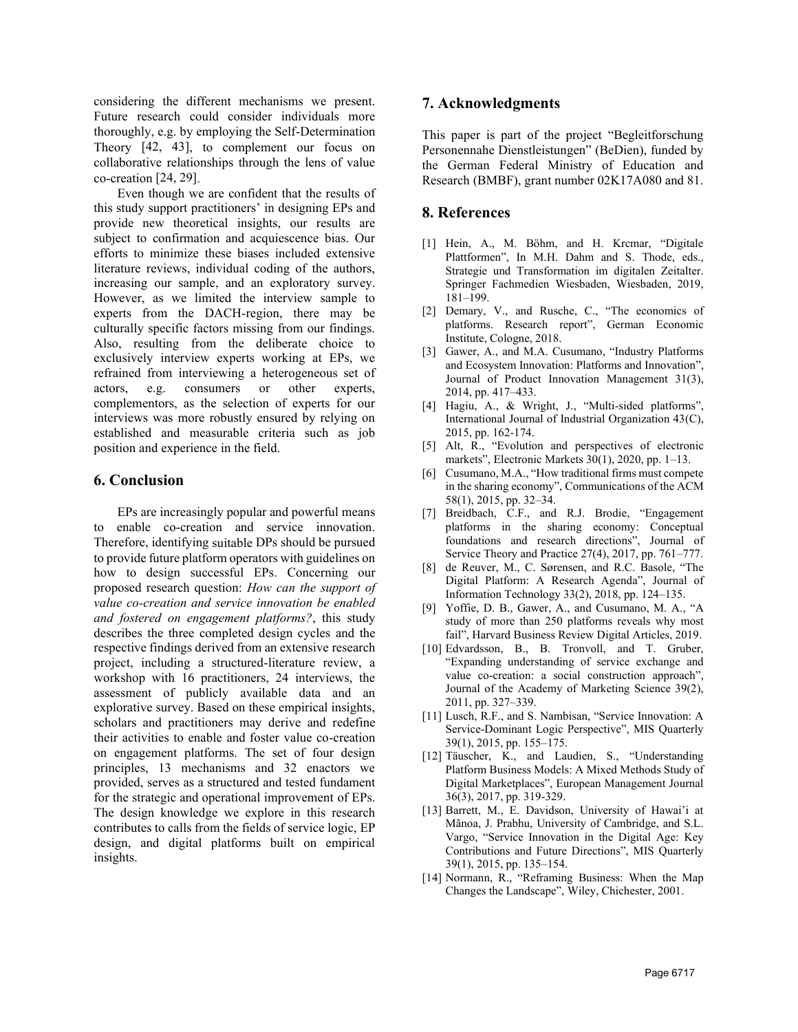considering the different mechanisms we present. Future research could consider individuals more thoroughly, e.g. by employing the Self-Determination Theory [42, 43], to complement our focus on collaborative relationships through the lens of value co-creation [24, 29].

Even though we are confident that the results of this study support practitioners' in designing EPs and provide new theoretical insights, our results are subject to confirmation and acquiescence bias. Our efforts to minimize these biases included extensive literature reviews, individual coding of the authors, increasing our sample, and an exploratory survey. However, as we limited the interview sample to experts from the DACH-region, there may be culturally specific factors missing from our findings. Also, resulting from the deliberate choice to exclusively interview experts working at EPs, we refrained from interviewing a heterogeneous set of actors, e.g. consumers or other experts, complementors, as the selection of experts for our interviews was more robustly ensured by relying on established and measurable criteria such as job position and experience in the field.

## 6. Conclusion

EPs are increasingly popular and powerful means to enable co-creation and service innovation. Therefore, identifying suitable DPs should be pursued to provide future platform operators with guidelines on how to design successful EPs. Concerning our proposed research question: *How can the support of value co-creation and service innovation be enabled and fostered on engagement platforms?*, this study describes the three completed design cycles and the respective findings derived from an extensive research project, including a structured-literature review, a workshop with 16 practitioners, 24 interviews, the assessment of publicly available data and an explorative survey. Based on these empirical insights, scholars and practitioners may derive and redefine their activities to enable and foster value co-creation on engagement platforms. The set of four design principles, 13 mechanisms and 32 enactors we provided, serves as a structured and tested fundament for the strategic and operational improvement of EPs. The design knowledge we explore in this research contributes to calls from the fields of service logic, EP design, and digital platforms built on empirical insights.

## 7. Acknowledgments

This paper is part of the project "Begleitforschung Personennahe Dienstleistungen" (BeDien), funded by the German Federal Ministry of Education and Research (BMBF), grant number 02K17A080 and 81.

## 8. References

[1] Hein, A., M. Böhm, and H. Krcmar, "Digitale Plattformen", In M.H. Dahm and S. Thode, eds., Strategie und Transformation im digitalen Zeitalter. Springer Fachmedien Wiesbaden, Wiesbaden, 2019, 181–199.

[2] Demary, V., and Rusche, C., "The economics of platforms. Research report", German Economic Institute, Cologne, 2018.

[3] Gawer, A., and M.A. Cusumano, "Industry Platforms and Ecosystem Innovation: Platforms and Innovation", Journal of Product Innovation Management 31(3), 2014, pp. 417–433.

[4] Hagiu, A., & Wright, J., "Multi-sided platforms", International Journal of Industrial Organization 43(C), 2015, pp. 162-174.

[5] Alt, R., "Evolution and perspectives of electronic markets", Electronic Markets 30(1), 2020, pp. 1–13.

[6] Cusumano, M.A., "How traditional firms must compete in the sharing economy", Communications of the ACM 58(1), 2015, pp. 32–34.

[7] Breidbach, C.F., and R.J. Brodie, "Engagement platforms in the sharing economy: Conceptual foundations and research directions", Journal of Service Theory and Practice 27(4), 2017, pp. 761–777.

[8] de Reuver, M., C. Sørensen, and R.C. Basole, "The Digital Platform: A Research Agenda", Journal of Information Technology 33(2), 2018, pp. 124–135.

[9] Yoffie, D. B., Gawer, A., and Cusumano, M. A., "A study of more than 250 platforms reveals why most fail", Harvard Business Review Digital Articles, 2019.

[10] Edvardsson, B., B. Tronvoll, and T. Gruber, "Expanding understanding of service exchange and value co-creation: a social construction approach", Journal of the Academy of Marketing Science 39(2), 2011, pp. 327–339.

[11] Lusch, R.F., and S. Nambisan, "Service Innovation: A Service-Dominant Logic Perspective", MIS Quarterly 39(1), 2015, pp. 155–175.

[12] Täuscher, K., and Laudien, S., "Understanding Platform Business Models: A Mixed Methods Study of Digital Marketplaces", European Management Journal 36(3), 2017, pp. 319-329.

[13] Barrett, M., E. Davidson, University of Hawai'i at Mānoa, J. Prabhu, University of Cambridge, and S.L. Vargo, "Service Innovation in the Digital Age: Key Contributions and Future Directions", MIS Quarterly 39(1), 2015, pp. 135–154.

[14] Normann, R., "Reframing Business: When the Map Changes the Landscape", Wiley, Chichester, 2001.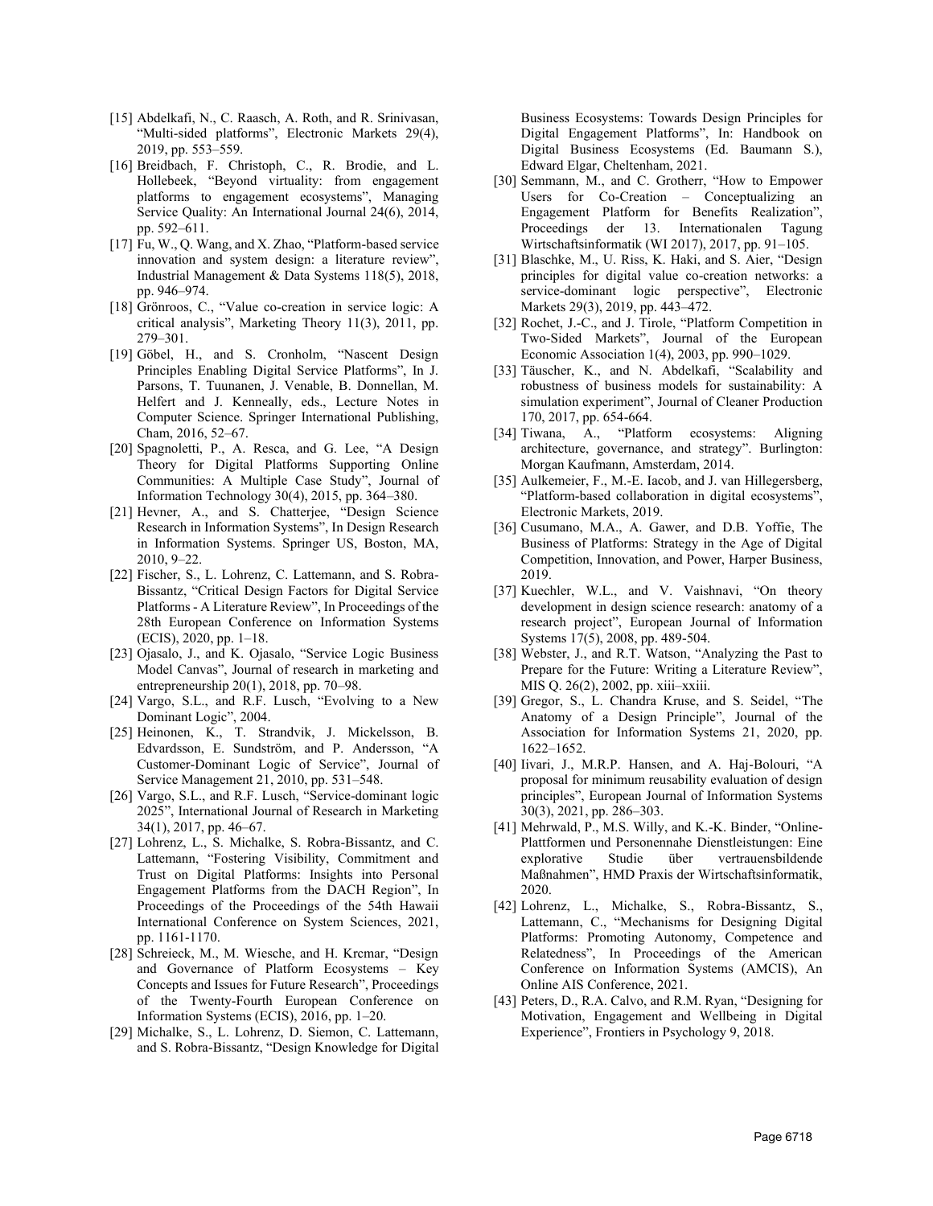[15] Abdelkafi, N., C. Raasch, A. Roth, and R. Srinivasan, "Multi-sided platforms", Electronic Markets 29(4), 2019, pp. 553–559.

[16] Breidbach, F. Christoph, C., R. Brodie, and L. Hollebeek, "Beyond virtuality: from engagement platforms to engagement ecosystems", Managing Service Quality: An International Journal 24(6), 2014, pp. 592–611.

[17] Fu, W., Q. Wang, and X. Zhao, "Platform-based service innovation and system design: a literature review", Industrial Management & Data Systems 118(5), 2018, pp. 946–974.

[18] Grönroos, C., "Value co-creation in service logic: A critical analysis", Marketing Theory 11(3), 2011, pp. 279–301.

[19] Göbel, H., and S. Cronholm, "Nascent Design Principles Enabling Digital Service Platforms", In J. Parsons, T. Tuunanen, J. Venable, B. Donnellan, M. Helfert and J. Kenneally, eds., Lecture Notes in Computer Science. Springer International Publishing, Cham, 2016, 52–67.

[20] Spagnoletti, P., A. Resca, and G. Lee, "A Design Theory for Digital Platforms Supporting Online Communities: A Multiple Case Study", Journal of Information Technology 30(4), 2015, pp. 364–380.

[21] Hevner, A., and S. Chatterjee, "Design Science Research in Information Systems", In Design Research in Information Systems. Springer US, Boston, MA, 2010, 9–22.

[22] Fischer, S., L. Lohrenz, C. Lattemann, and S. Robra-Bissantz, "Critical Design Factors for Digital Service Platforms - A Literature Review", In Proceedings of the 28th European Conference on Information Systems (ECIS), 2020, pp. 1–18.

[23] Ojasalo, J., and K. Ojasalo, "Service Logic Business Model Canvas", Journal of research in marketing and entrepreneurship 20(1), 2018, pp. 70–98.

[24] Vargo, S.L., and R.F. Lusch, "Evolving to a New Dominant Logic", 2004.

[25] Heinonen, K., T. Strandvik, J. Mickelsson, B. Edvardsson, E. Sundström, and P. Andersson, "A Customer-Dominant Logic of Service", Journal of Service Management 21, 2010, pp. 531–548.

[26] Vargo, S.L., and R.F. Lusch, "Service-dominant logic 2025", International Journal of Research in Marketing 34(1), 2017, pp. 46–67.

[27] Lohrenz, L., S. Michalke, S. Robra-Bissantz, and C. Lattemann, "Fostering Visibility, Commitment and Trust on Digital Platforms: Insights into Personal Engagement Platforms from the DACH Region", In Proceedings of the Proceedings of the 54th Hawaii International Conference on System Sciences, 2021, pp. 1161-1170.

[28] Schreieck, M., M. Wiesche, and H. Krcmar, "Design and Governance of Platform Ecosystems – Key Concepts and Issues for Future Research", Proceedings of the Twenty-Fourth European Conference on Information Systems (ECIS), 2016, pp. 1–20.

[29] Michalke, S., L. Lohrenz, D. Siemon, C. Lattemann, and S. Robra-Bissantz, "Design Knowledge for Digital Business Ecosystems: Towards Design Principles for Digital Engagement Platforms", In: Handbook on Digital Business Ecosystems (Ed. Baumann S.), Edward Elgar, Cheltenham, 2021.

[30] Semmann, M., and C. Grotherr, "How to Empower Users for Co-Creation – Conceptualizing an Engagement Platform for Benefits Realization", Proceedings der 13. Internationalen Tagung Wirtschaftsinformatik (WI 2017), 2017, pp. 91–105.

[31] Blaschke, M., U. Riss, K. Haki, and S. Aier, "Design principles for digital value co-creation networks: a service-dominant logic perspective", Electronic Markets 29(3), 2019, pp. 443–472.

[32] Rochet, J.-C., and J. Tirole, "Platform Competition in Two-Sided Markets", Journal of the European Economic Association 1(4), 2003, pp. 990–1029.

[33] Täuscher, K., and N. Abdelkafi, "Scalability and robustness of business models for sustainability: A simulation experiment", Journal of Cleaner Production 170, 2017, pp. 654-664.

[34] Tiwana, A., "Platform ecosystems: Aligning architecture, governance, and strategy". Burlington: Morgan Kaufmann, Amsterdam, 2014.

[35] Aulkemeier, F., M.-E. Iacob, and J. van Hillegersberg, "Platform-based collaboration in digital ecosystems", Electronic Markets, 2019.

[36] Cusumano, M.A., A. Gawer, and D.B. Yoffie, The Business of Platforms: Strategy in the Age of Digital Competition, Innovation, and Power, Harper Business, 2019.

[37] Kuechler, W.L., and V. Vaishnavi, "On theory development in design science research: anatomy of a research project", European Journal of Information Systems 17(5), 2008, pp. 489-504.

[38] Webster, J., and R.T. Watson, "Analyzing the Past to Prepare for the Future: Writing a Literature Review", MIS Q. 26(2), 2002, pp. xiii–xxiii.

[39] Gregor, S., L. Chandra Kruse, and S. Seidel, "The Anatomy of a Design Principle", Journal of the Association for Information Systems 21, 2020, pp. 1622–1652.

[40] Iivari, J., M.R.P. Hansen, and A. Haj-Bolouri, "A proposal for minimum reusability evaluation of design principles", European Journal of Information Systems 30(3), 2021, pp. 286–303.

[41] Mehrwald, P., M.S. Willy, and K.-K. Binder, "Online-Plattformen und Personennahe Dienstleistungen: Eine explorative Studie über vertrauensbildende Maßnahmen", HMD Praxis der Wirtschaftsinformatik, 2020.

[42] Lohrenz, L., Michalke, S., Robra-Bissantz, S., Lattemann, C., "Mechanisms for Designing Digital Platforms: Promoting Autonomy, Competence and Relatedness", In Proceedings of the American Conference on Information Systems (AMCIS), An Online AIS Conference, 2021.

[43] Peters, D., R.A. Calvo, and R.M. Ryan, "Designing for Motivation, Engagement and Wellbeing in Digital Experience", Frontiers in Psychology 9, 2018.